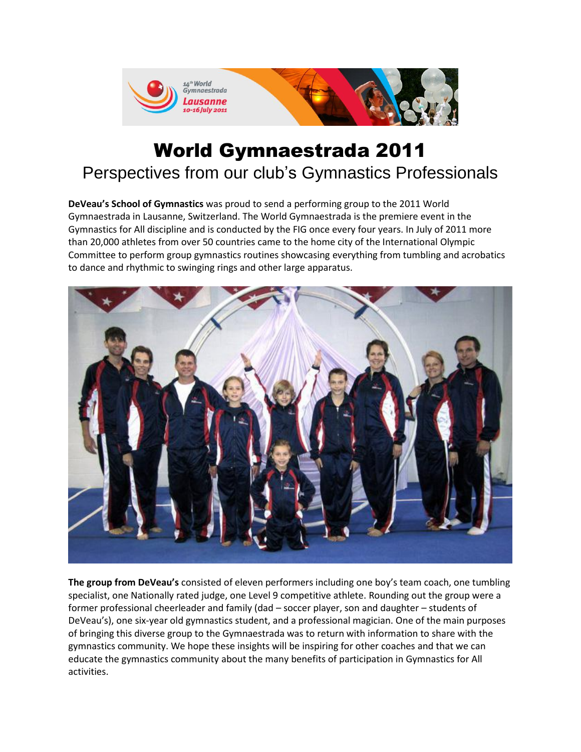# World Gymnaestrada 2011

## Perspectives from our club's Gymnastics Professionals

**DeVeau's School of Gymnastics** was proud to send a performing group to the 2011 World Gymnaestrada in Lausanne, Switzerland. The World Gymnaestrada is the premiere event in the Gymnastics for All discipline and is conducted by the FIG once every four years. In July of 2011 more than 20,000 athletes from over 50 countries came to the home city of the International Olympic Committee to perform group gymnastics routines showcasing everything from tumbling and acrobatics to dance and rhythmic to swinging rings and other large apparatus.

**The group from DeVeau's** consisted of eleven performers including one boy's team coach, one tumbling specialist, one Nationally rated judge, one Level 9 competitive athlete. Rounding out the group were a former professional cheerleader and family (dad – soccer player, son and daughter – students of DeVeau's), one six-year old gymnastics student, and a professional magician. One of the main purposes of bringing this diverse group to the Gymnaestrada was to return with information to share with the gymnastics community. We hope these insights will be inspiring for other coaches and that we can educate the gymnastics community about the many benefits of participation in Gymnastics for All activities.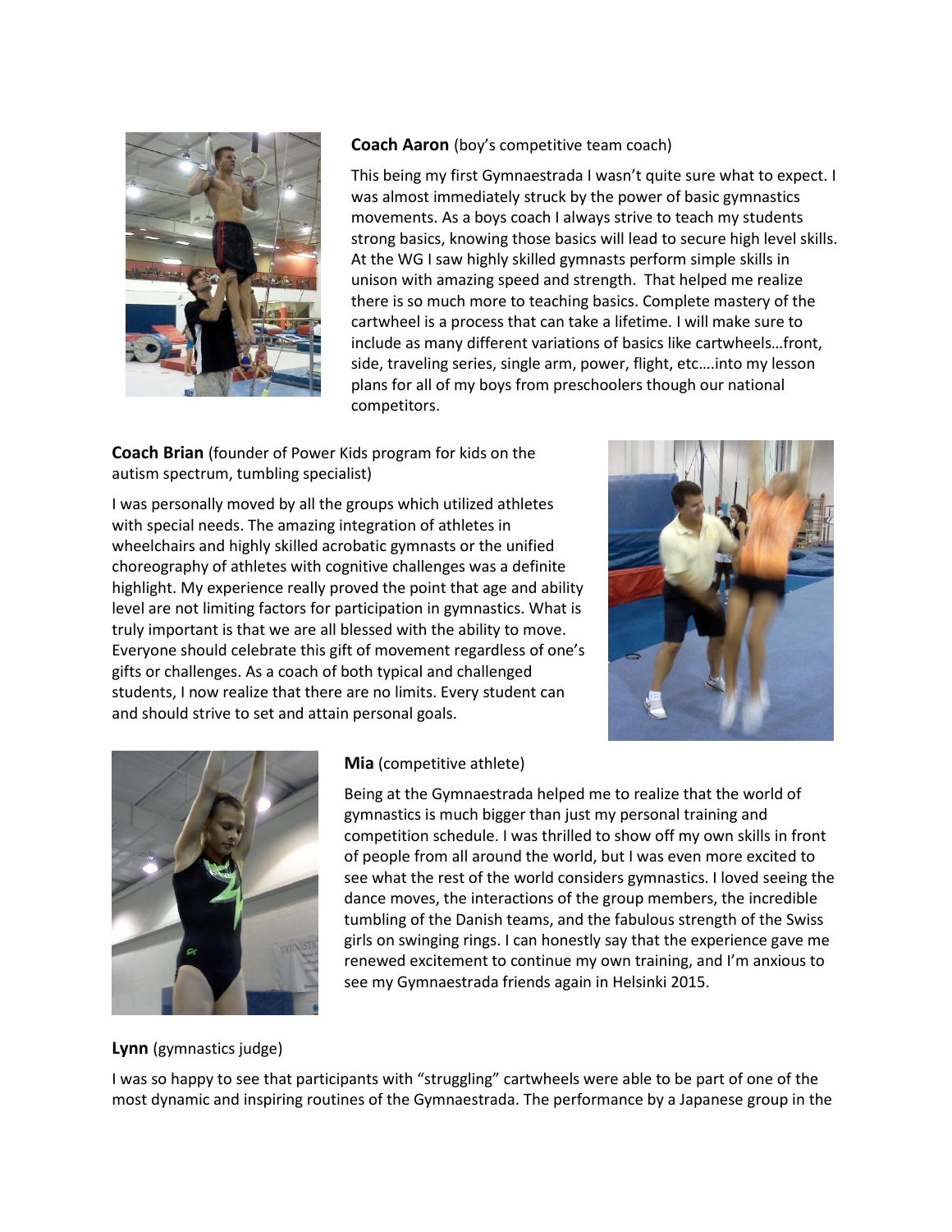**Coach Aaron** (boy's competitive team coach)

This being my first Gymnaestrada I wasn't quite sure what to expect. I was almost immediately struck by the power of basic gymnastics movements. As a boys coach I always strive to teach my students strong basics, knowing those basics will lead to secure high level skills. At the WG I saw highly skilled gymnasts perform simple skills in unison with amazing speed and strength. That helped me realize there is so much more to teaching basics. Complete mastery of the cartwheel is a process that can take a lifetime. I will make sure to include as many different variations of basics like cartwheels…front, side, traveling series, single arm, power, flight, etc.…into my lesson plans for all of my boys from preschoolers though our national competitors.

**Coach Brian** (founder of Power Kids program for kids on the autism spectrum, tumbling specialist)

I was personally moved by all the groups which utilized athletes with special needs. The amazing integration of athletes in wheelchairs and highly skilled acrobatic gymnasts or the unified choreography of athletes with cognitive challenges was a definite highlight. My experience really proved the point that age and ability level are not limiting factors for participation in gymnastics. What is truly important is that we are all blessed with the ability to move. Everyone should celebrate this gift of movement regardless of one's gifts or challenges. As a coach of both typical and challenged students, I now realize that there are no limits. Every student can and should strive to set and attain personal goals.

**Mia** (competitive athlete)

Being at the Gymnaestrada helped me to realize that the world of gymnastics is much bigger than just my personal training and competition schedule. I was thrilled to show off my own skills in front of people from all around the world, but I was even more excited to see what the rest of the world considers gymnastics. I loved seeing the dance moves, the interactions of the group members, the incredible tumbling of the Danish teams, and the fabulous strength of the Swiss girls on swinging rings. I can honestly say that the experience gave me renewed excitement to continue my own training, and I'm anxious to see my Gymnaestrada friends again in Helsinki 2015.

**Lynn** (gymnastics judge)

I was so happy to see that participants with "struggling" cartwheels were able to be part of one of the most dynamic and inspiring routines of the Gymnaestrada. The performance by a Japanese group in the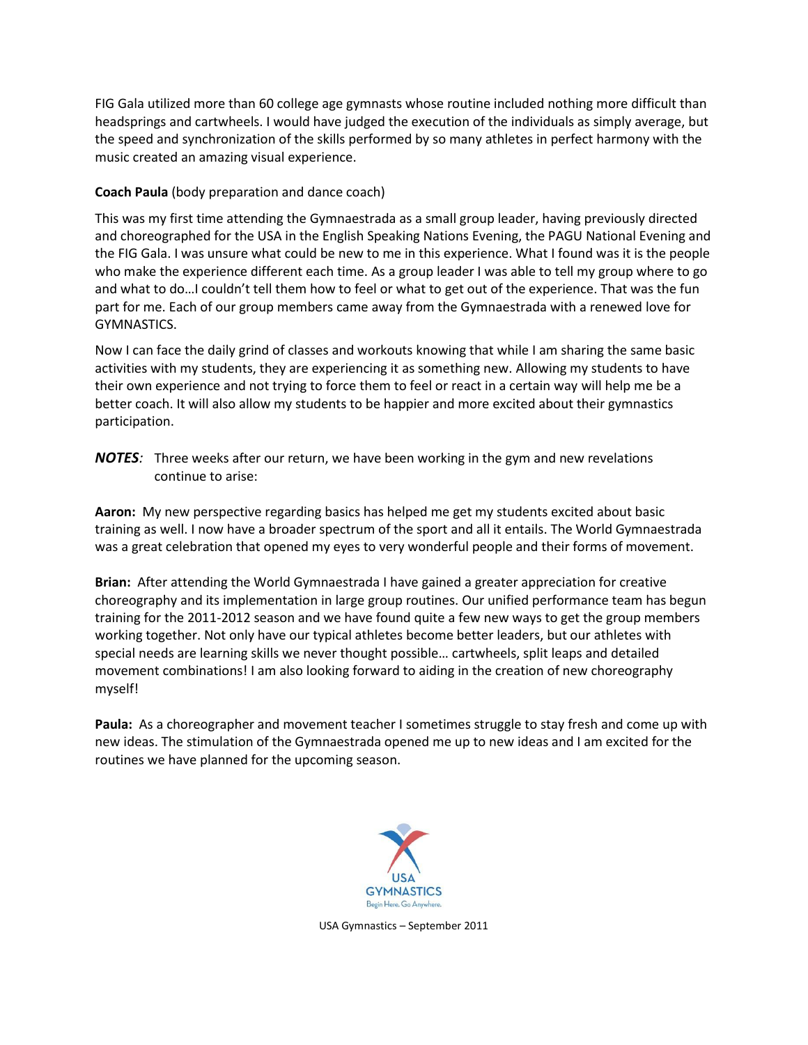FIG Gala utilized more than 60 college age gymnasts whose routine included nothing more difficult than headsprings and cartwheels. I would have judged the execution of the individuals as simply average, but the speed and synchronization of the skills performed by so many athletes in perfect harmony with the music created an amazing visual experience.

**Coach Paula** (body preparation and dance coach)

This was my first time attending the Gymnaestrada as a small group leader, having previously directed and choreographed for the USA in the English Speaking Nations Evening, the PAGU National Evening and the FIG Gala. I was unsure what could be new to me in this experience. What I found was it is the people who make the experience different each time. As a group leader I was able to tell my group where to go and what to do…I couldn't tell them how to feel or what to get out of the experience. That was the fun part for me. Each of our group members came away from the Gymnaestrada with a renewed love for GYMNASTICS.

Now I can face the daily grind of classes and workouts knowing that while I am sharing the same basic activities with my students, they are experiencing it as something new. Allowing my students to have their own experience and not trying to force them to feel or react in a certain way will help me be a better coach. It will also allow my students to be happier and more excited about their gymnastics participation.

***NOTES**:* Three weeks after our return, we have been working in the gym and new revelations continue to arise:

**Aaron:** My new perspective regarding basics has helped me get my students excited about basic training as well. I now have a broader spectrum of the sport and all it entails. The World Gymnaestrada was a great celebration that opened my eyes to very wonderful people and their forms of movement.

**Brian:** After attending the World Gymnaestrada I have gained a greater appreciation for creative choreography and its implementation in large group routines. Our unified performance team has begun training for the 2011-2012 season and we have found quite a few new ways to get the group members working together. Not only have our typical athletes become better leaders, but our athletes with special needs are learning skills we never thought possible… cartwheels, split leaps and detailed movement combinations! I am also looking forward to aiding in the creation of new choreography myself!

**Paula:** As a choreographer and movement teacher I sometimes struggle to stay fresh and come up with new ideas. The stimulation of the Gymnaestrada opened me up to new ideas and I am excited for the routines we have planned for the upcoming season.

USA GYMNASTICS

Begin Here. Go Anywhere.

USA Gymnastics – September 2011